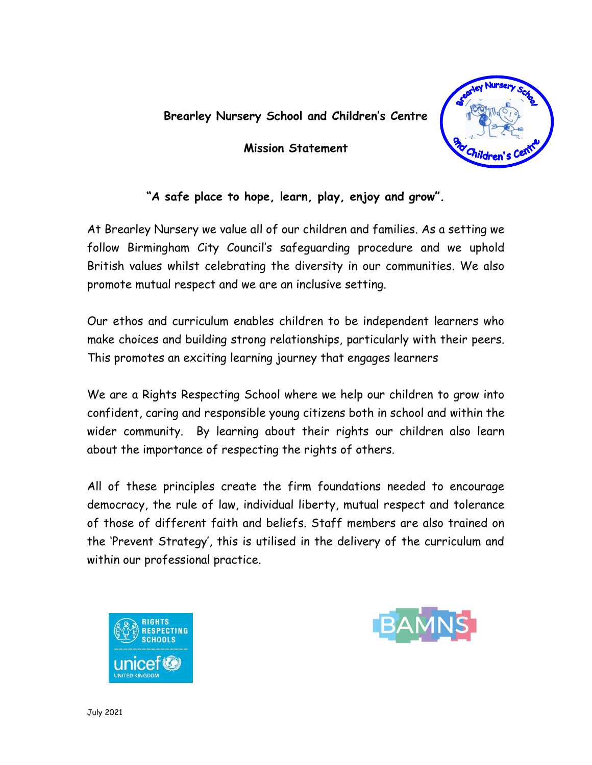**Brearley Nursery School and Children's Centre**

**Mission Statement**

**"A safe place to hope, learn, play, enjoy and grow".**

At Brearley Nursery we value all of our children and families. As a setting we follow Birmingham City Council's safeguarding procedure and we uphold British values whilst celebrating the diversity in our communities. We also promote mutual respect and we are an inclusive setting.

Our ethos and curriculum enables children to be independent learners who make choices and building strong relationships, particularly with their peers. This promotes an exciting learning journey that engages learners

We are a Rights Respecting School where we help our children to grow into confident, caring and responsible young citizens both in school and within the wider community. By learning about their rights our children also learn about the importance of respecting the rights of others.

All of these principles create the firm foundations needed to encourage democracy, the rule of law, individual liberty, mutual respect and tolerance of those of different faith and beliefs. Staff members are also trained on the 'Prevent Strategy', this is utilised in the delivery of the curriculum and within our professional practice.

July 2021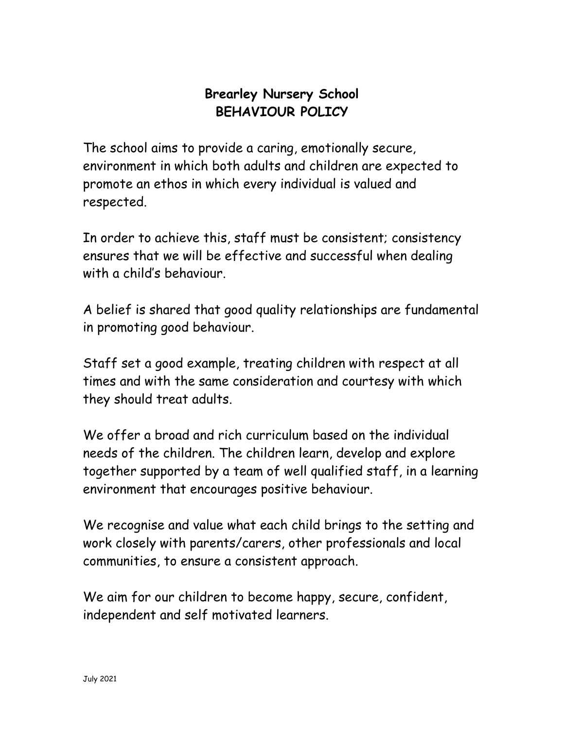# Brearley Nursery School
# BEHAVIOUR POLICY

The school aims to provide a caring, emotionally secure, environment in which both adults and children are expected to promote an ethos in which every individual is valued and respected.

In order to achieve this, staff must be consistent; consistency ensures that we will be effective and successful when dealing with a child's behaviour.

A belief is shared that good quality relationships are fundamental in promoting good behaviour.

Staff set a good example, treating children with respect at all times and with the same consideration and courtesy with which they should treat adults.

We offer a broad and rich curriculum based on the individual needs of the children. The children learn, develop and explore together supported by a team of well qualified staff, in a learning environment that encourages positive behaviour.

We recognise and value what each child brings to the setting and work closely with parents/carers, other professionals and local communities, to ensure a consistent approach.

We aim for our children to become happy, secure, confident, independent and self motivated learners.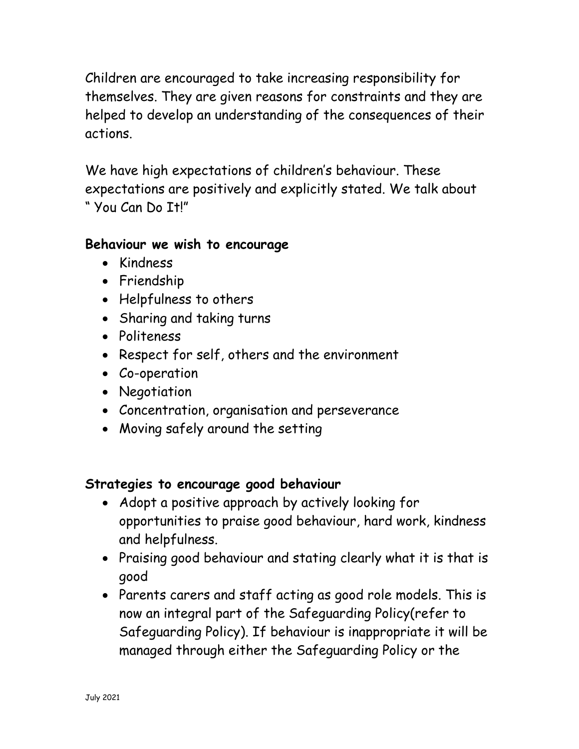Children are encouraged to take increasing responsibility for themselves. They are given reasons for constraints and they are helped to develop an understanding of the consequences of their actions.

We have high expectations of children's behaviour. These expectations are positively and explicitly stated. We talk about " You Can Do It!"

**Behaviour we wish to encourage**

- Kindness
- Friendship
- Helpfulness to others
- Sharing and taking turns
- Politeness
- Respect for self, others and the environment
- Co-operation
- Negotiation
- Concentration, organisation and perseverance
- Moving safely around the setting

**Strategies to encourage good behaviour**

- Adopt a positive approach by actively looking for opportunities to praise good behaviour, hard work, kindness and helpfulness.
- Praising good behaviour and stating clearly what it is that is good
- Parents carers and staff acting as good role models. This is now an integral part of the Safeguarding Policy(refer to Safeguarding Policy). If behaviour is inappropriate it will be managed through either the Safeguarding Policy or the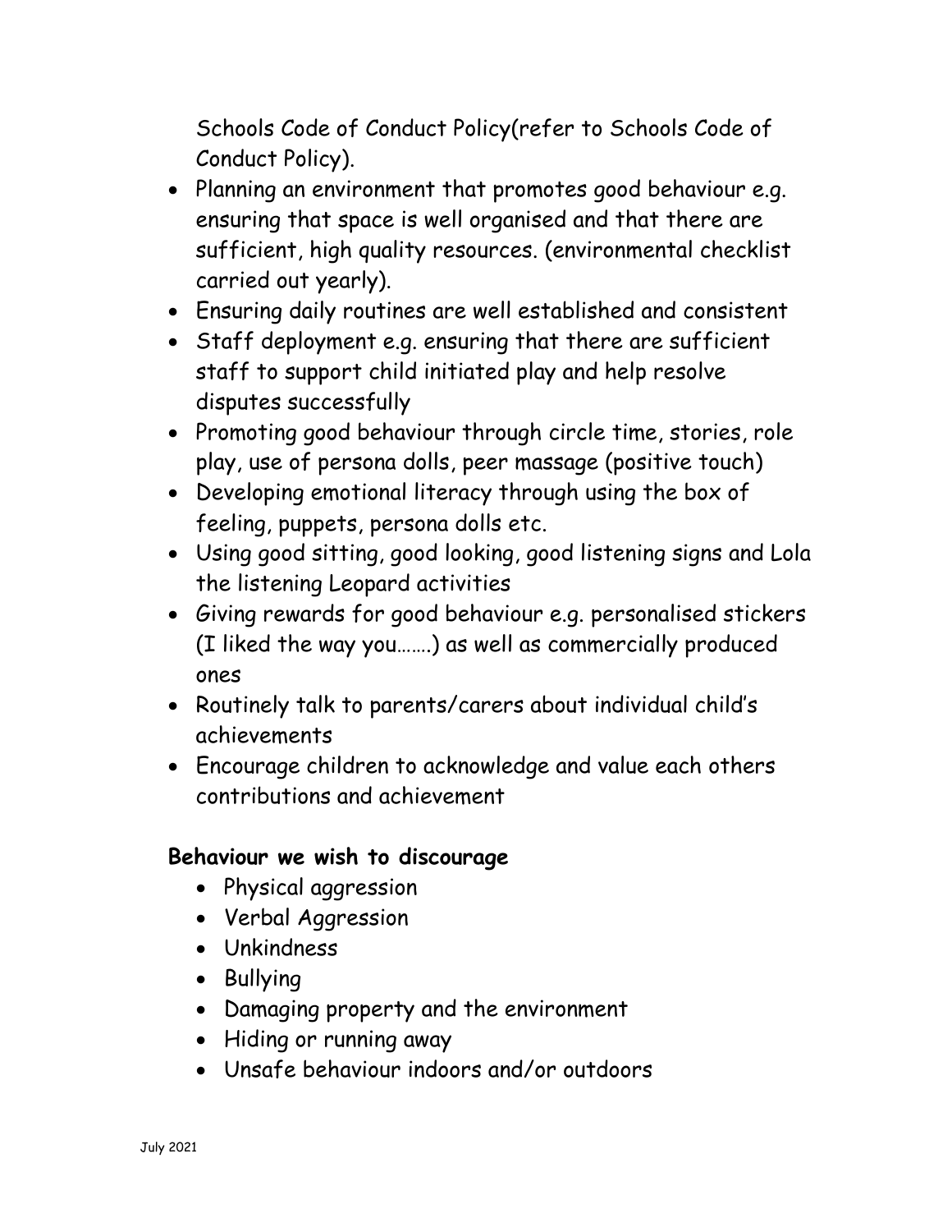Schools Code of Conduct Policy(refer to Schools Code of Conduct Policy).

- Planning an environment that promotes good behaviour e.g. ensuring that space is well organised and that there are sufficient, high quality resources. (environmental checklist carried out yearly).
- Ensuring daily routines are well established and consistent
- Staff deployment e.g. ensuring that there are sufficient staff to support child initiated play and help resolve disputes successfully
- Promoting good behaviour through circle time, stories, role play, use of persona dolls, peer massage (positive touch)
- Developing emotional literacy through using the box of feeling, puppets, persona dolls etc.
- Using good sitting, good looking, good listening signs and Lola the listening Leopard activities
- Giving rewards for good behaviour e.g. personalised stickers (I liked the way you…….) as well as commercially produced ones
- Routinely talk to parents/carers about individual child's achievements
- Encourage children to acknowledge and value each others contributions and achievement

**Behaviour we wish to discourage**

- Physical aggression
- Verbal Aggression
- Unkindness
- Bullying
- Damaging property and the environment
- Hiding or running away
- Unsafe behaviour indoors and/or outdoors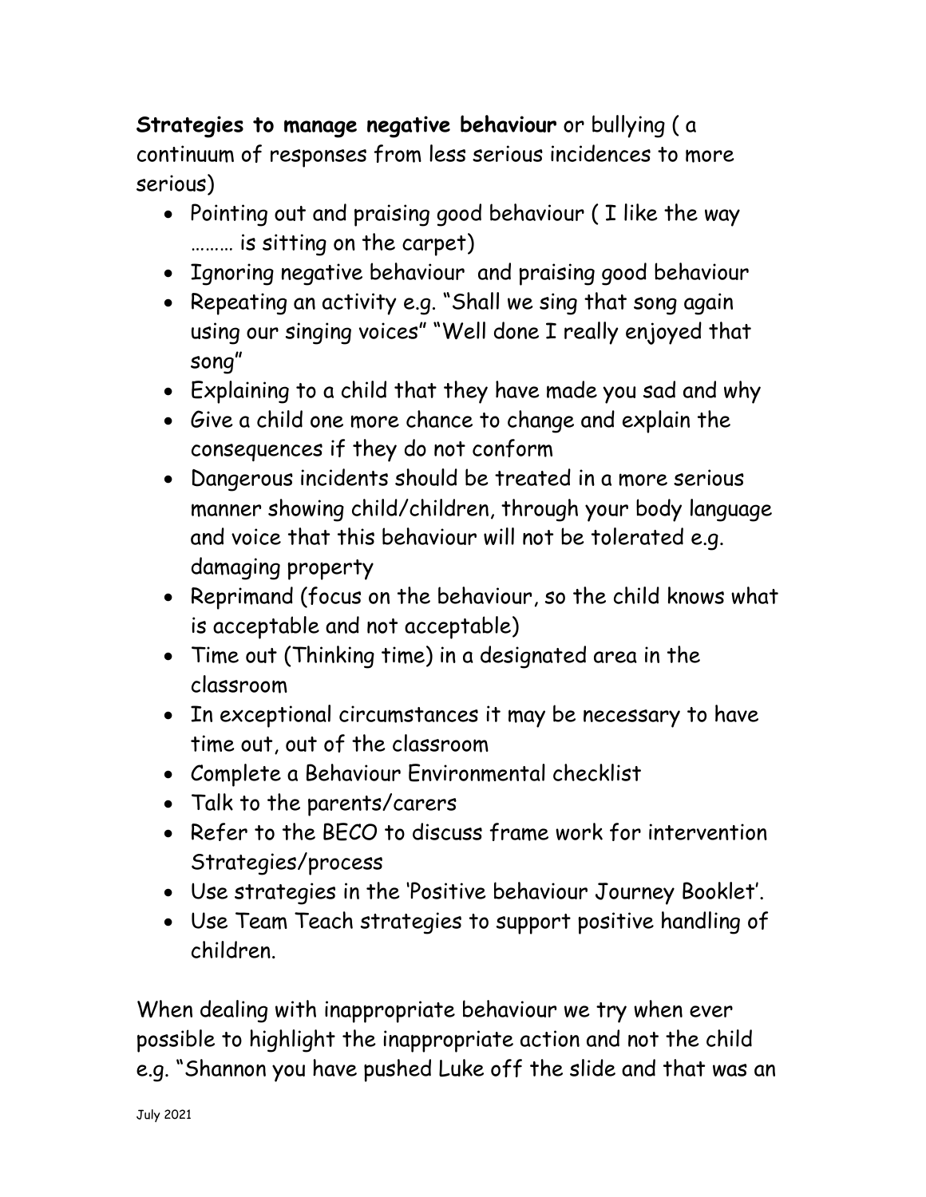**Strategies to manage negative behaviour** or bullying ( a continuum of responses from less serious incidences to more serious)

- Pointing out and praising good behaviour ( I like the way ……… is sitting on the carpet)
- Ignoring negative behaviour and praising good behaviour
- Repeating an activity e.g. "Shall we sing that song again using our singing voices" "Well done I really enjoyed that song"
- Explaining to a child that they have made you sad and why
- Give a child one more chance to change and explain the consequences if they do not conform
- Dangerous incidents should be treated in a more serious manner showing child/children, through your body language and voice that this behaviour will not be tolerated e.g. damaging property
- Reprimand (focus on the behaviour, so the child knows what is acceptable and not acceptable)
- Time out (Thinking time) in a designated area in the classroom
- In exceptional circumstances it may be necessary to have time out, out of the classroom
- Complete a Behaviour Environmental checklist
- Talk to the parents/carers
- Refer to the BECO to discuss frame work for intervention Strategies/process
- Use strategies in the 'Positive behaviour Journey Booklet'.
- Use Team Teach strategies to support positive handling of children.

When dealing with inappropriate behaviour we try when ever possible to highlight the inappropriate action and not the child e.g. "Shannon you have pushed Luke off the slide and that was an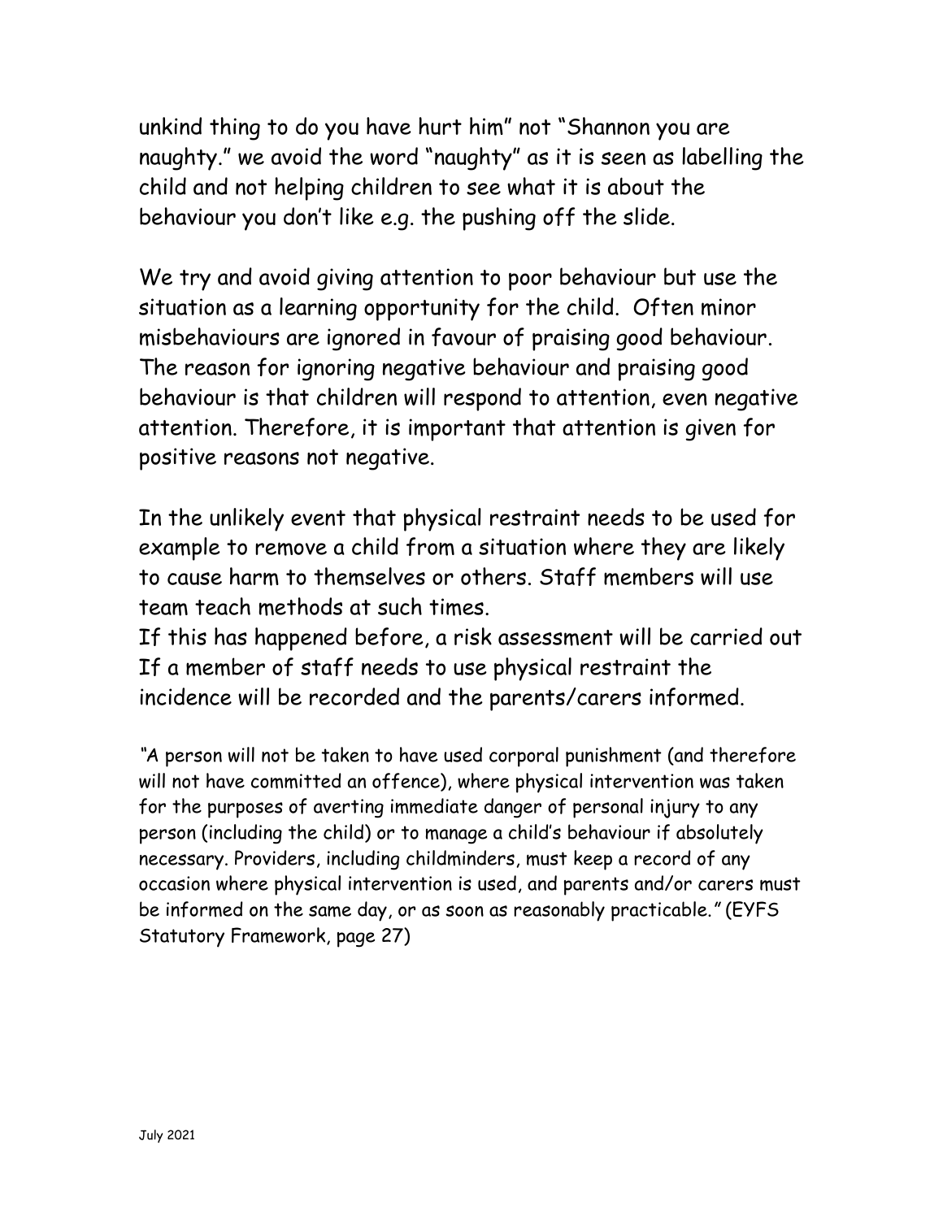unkind thing to do you have hurt him" not "Shannon you are naughty." we avoid the word "naughty" as it is seen as labelling the child and not helping children to see what it is about the behaviour you don't like e.g. the pushing off the slide.

We try and avoid giving attention to poor behaviour but use the situation as a learning opportunity for the child. Often minor misbehaviours are ignored in favour of praising good behaviour. The reason for ignoring negative behaviour and praising good behaviour is that children will respond to attention, even negative attention. Therefore, it is important that attention is given for positive reasons not negative.

In the unlikely event that physical restraint needs to be used for example to remove a child from a situation where they are likely to cause harm to themselves or others. Staff members will use team teach methods at such times.
If this has happened before, a risk assessment will be carried out
If a member of staff needs to use physical restraint the incidence will be recorded and the parents/carers informed.

"A person will not be taken to have used corporal punishment (and therefore will not have committed an offence), where physical intervention was taken for the purposes of averting immediate danger of personal injury to any person (including the child) or to manage a child's behaviour if absolutely necessary. Providers, including childminders, must keep a record of any occasion where physical intervention is used, and parents and/or carers must be informed on the same day, or as soon as reasonably practicable." (EYFS Statutory Framework, page 27)

July 2021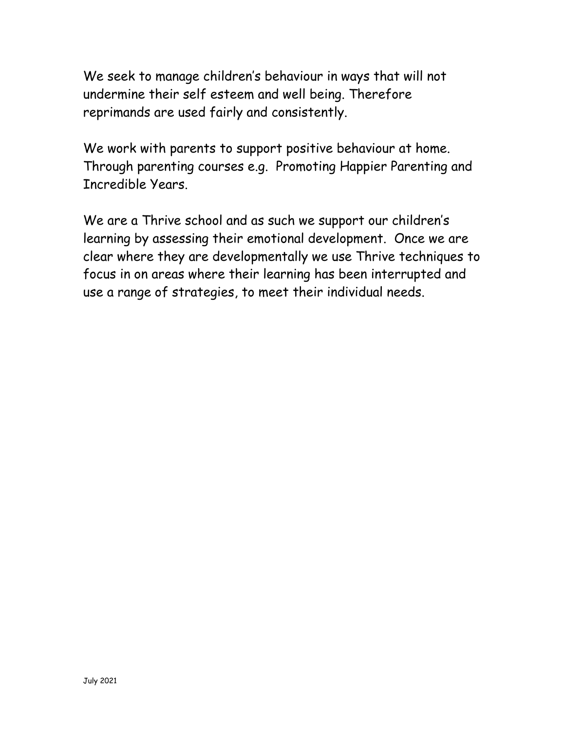We seek to manage children's behaviour in ways that will not undermine their self esteem and well being. Therefore reprimands are used fairly and consistently.

We work with parents to support positive behaviour at home. Through parenting courses e.g. Promoting Happier Parenting and Incredible Years.

We are a Thrive school and as such we support our children's learning by assessing their emotional development. Once we are clear where they are developmentally we use Thrive techniques to focus in on areas where their learning has been interrupted and use a range of strategies, to meet their individual needs.